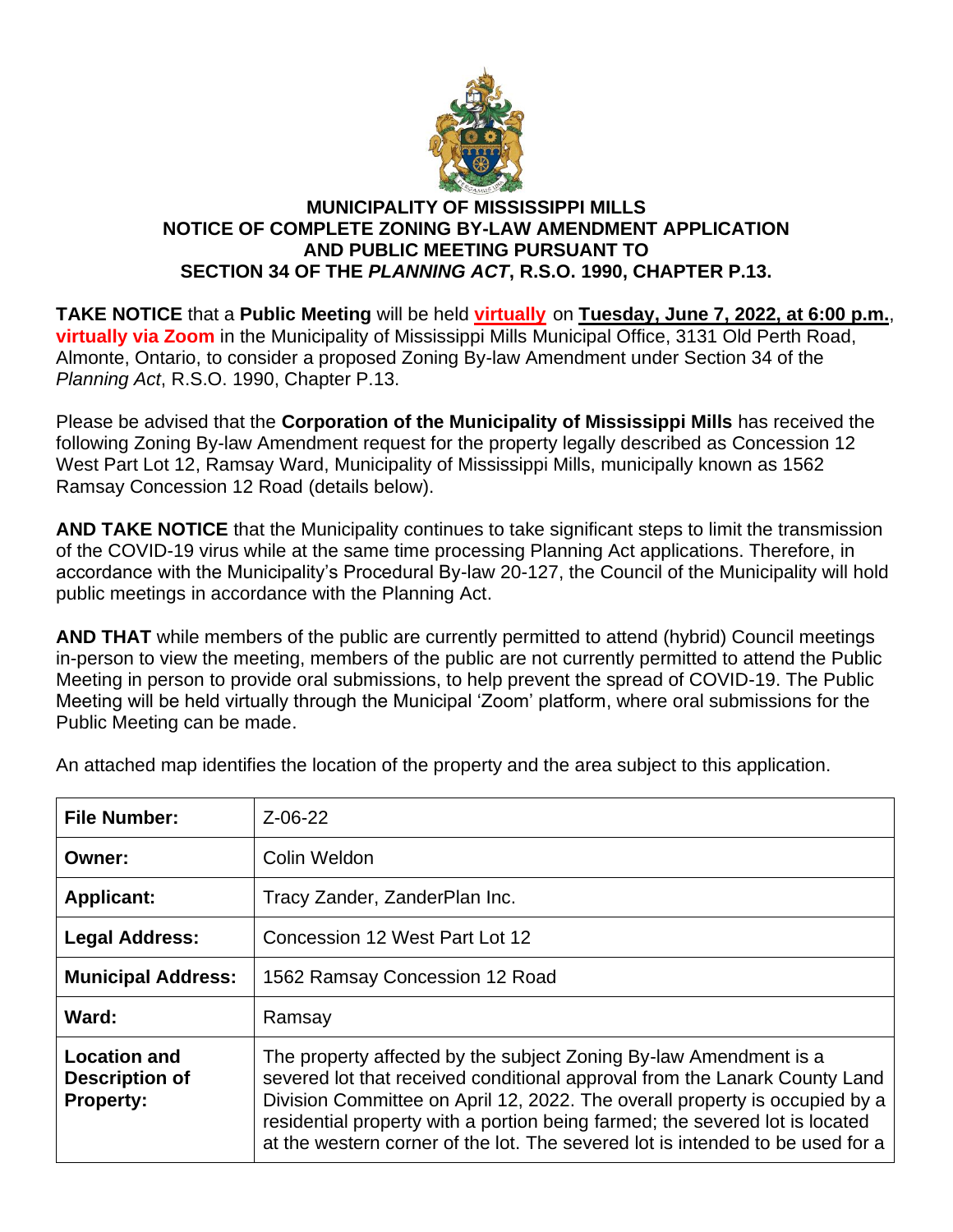# MUNICIPALITY OF MISSISSIPPI MILLS
## NOTICE OF COMPLETE ZONING BY-LAW AMENDMENT APPLICATION AND PUBLIC MEETING PURSUANT TO SECTION 34 OF THE *PLANNING ACT*, R.S.O. 1990, CHAPTER P.13.

**TAKE NOTICE** that a **Public Meeting** will be held **virtually** on **Tuesday, June 7, 2022, at 6:00 p.m.**, **virtually via Zoom** in the Municipality of Mississippi Mills Municipal Office, 3131 Old Perth Road, Almonte, Ontario, to consider a proposed Zoning By-law Amendment under Section 34 of the *Planning Act*, R.S.O. 1990, Chapter P.13.

Please be advised that the **Corporation of the Municipality of Mississippi Mills** has received the following Zoning By-law Amendment request for the property legally described as Concession 12 West Part Lot 12, Ramsay Ward, Municipality of Mississippi Mills, municipally known as 1562 Ramsay Concession 12 Road (details below).

**AND TAKE NOTICE** that the Municipality continues to take significant steps to limit the transmission of the COVID-19 virus while at the same time processing Planning Act applications. Therefore, in accordance with the Municipality's Procedural By-law 20-127, the Council of the Municipality will hold public meetings in accordance with the Planning Act.

**AND THAT** while members of the public are currently permitted to attend (hybrid) Council meetings in-person to view the meeting, members of the public are not currently permitted to attend the Public Meeting in person to provide oral submissions, to help prevent the spread of COVID-19. The Public Meeting will be held virtually through the Municipal 'Zoom' platform, where oral submissions for the Public Meeting can be made.

An attached map identifies the location of the property and the area subject to this application.

| **File Number:** | Z-06-22 |
|---|---|
| **Owner:** | Colin Weldon |
| **Applicant:** | Tracy Zander, ZanderPlan Inc. |
| **Legal Address:** | Concession 12 West Part Lot 12 |
| **Municipal Address:** | 1562 Ramsay Concession 12 Road |
| **Ward:** | Ramsay |
| **Location and Description of Property:** | The property affected by the subject Zoning By-law Amendment is a severed lot that received conditional approval from the Lanark County Land Division Committee on April 12, 2022. The overall property is occupied by a residential property with a portion being farmed; the severed lot is located at the western corner of the lot. The severed lot is intended to be used for a |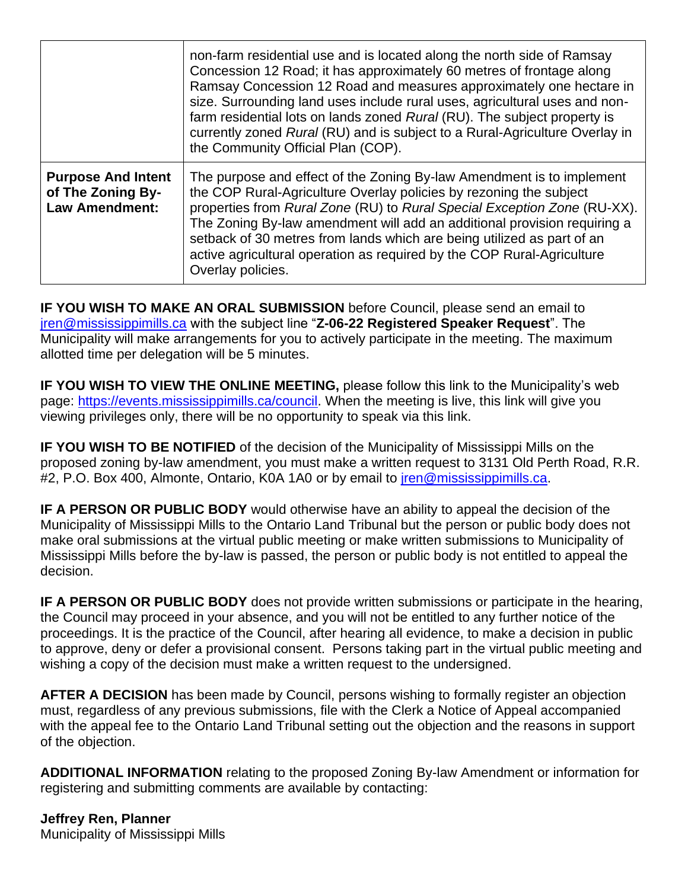| | |
|---|---|
| | non-farm residential use and is located along the north side of Ramsay Concession 12 Road; it has approximately 60 metres of frontage along Ramsay Concession 12 Road and measures approximately one hectare in size. Surrounding land uses include rural uses, agricultural uses and non-farm residential lots on lands zoned *Rural* (RU). The subject property is currently zoned *Rural* (RU) and is subject to a Rural-Agriculture Overlay in the Community Official Plan (COP). |
| **Purpose And Intent of The Zoning By-Law Amendment:** | The purpose and effect of the Zoning By-law Amendment is to implement the COP Rural-Agriculture Overlay policies by rezoning the subject properties from *Rural Zone* (RU) to *Rural Special Exception Zone* (RU-XX). The Zoning By-law amendment will add an additional provision requiring a setback of 30 metres from lands which are being utilized as part of an active agricultural operation as required by the COP Rural-Agriculture Overlay policies. |

**IF YOU WISH TO MAKE AN ORAL SUBMISSION** before Council, please send an email to jren@mississippimills.ca with the subject line "**Z-06-22 Registered Speaker Request**". The Municipality will make arrangements for you to actively participate in the meeting. The maximum allotted time per delegation will be 5 minutes.

**IF YOU WISH TO VIEW THE ONLINE MEETING,** please follow this link to the Municipality's web page: https://events.mississippimills.ca/council. When the meeting is live, this link will give you viewing privileges only, there will be no opportunity to speak via this link.

**IF YOU WISH TO BE NOTIFIED** of the decision of the Municipality of Mississippi Mills on the proposed zoning by-law amendment, you must make a written request to 3131 Old Perth Road, R.R. #2, P.O. Box 400, Almonte, Ontario, K0A 1A0 or by email to jren@mississippimills.ca.

**IF A PERSON OR PUBLIC BODY** would otherwise have an ability to appeal the decision of the Municipality of Mississippi Mills to the Ontario Land Tribunal but the person or public body does not make oral submissions at the virtual public meeting or make written submissions to Municipality of Mississippi Mills before the by-law is passed, the person or public body is not entitled to appeal the decision.

**IF A PERSON OR PUBLIC BODY** does not provide written submissions or participate in the hearing, the Council may proceed in your absence, and you will not be entitled to any further notice of the proceedings. It is the practice of the Council, after hearing all evidence, to make a decision in public to approve, deny or defer a provisional consent. Persons taking part in the virtual public meeting and wishing a copy of the decision must make a written request to the undersigned.

**AFTER A DECISION** has been made by Council, persons wishing to formally register an objection must, regardless of any previous submissions, file with the Clerk a Notice of Appeal accompanied with the appeal fee to the Ontario Land Tribunal setting out the objection and the reasons in support of the objection.

**ADDITIONAL INFORMATION** relating to the proposed Zoning By-law Amendment or information for registering and submitting comments are available by contacting:

**Jeffrey Ren, Planner**
Municipality of Mississippi Mills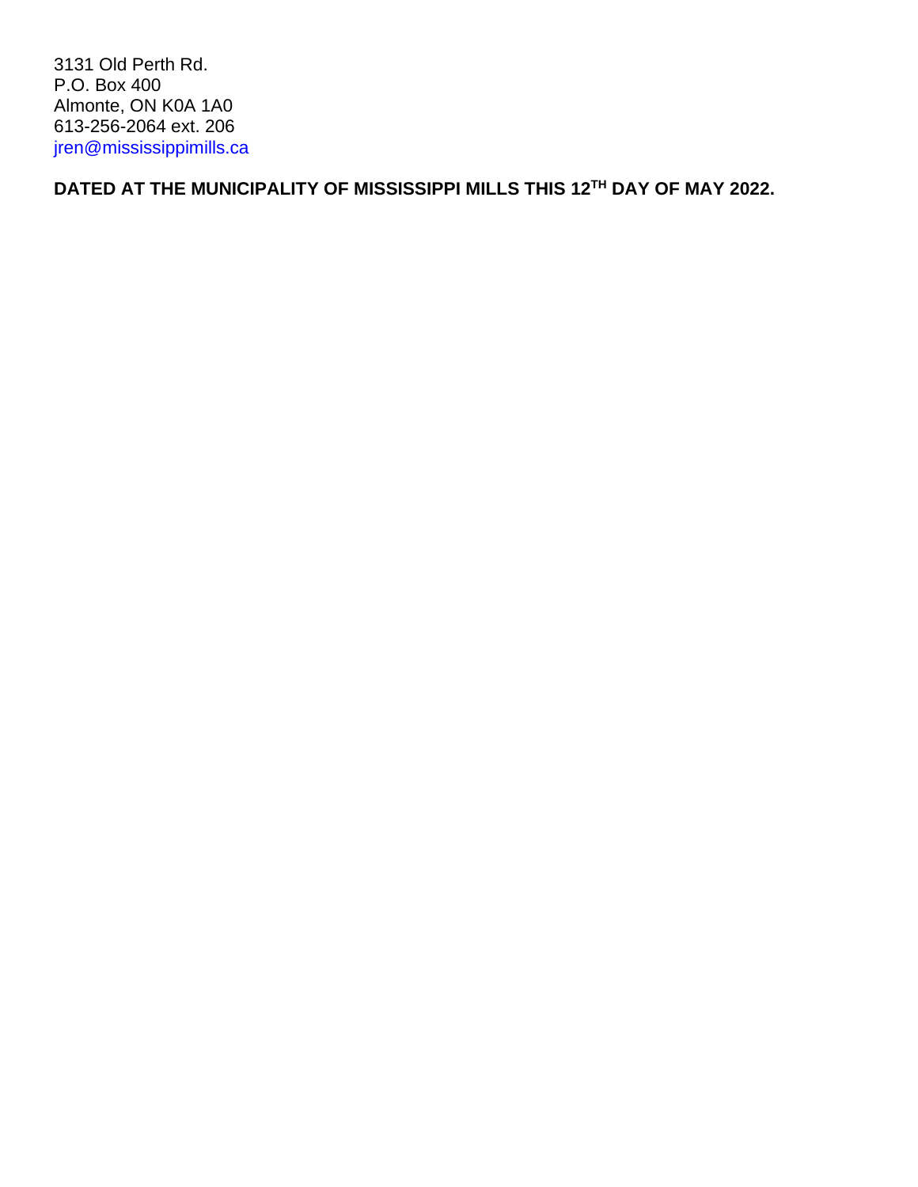3131 Old Perth Rd.  
P.O. Box 400  
Almonte, ON K0A 1A0  
613-256-2064 ext. 206  
jren@mississippimills.ca

**DATED AT THE MUNICIPALITY OF MISSISSIPPI MILLS THIS 12TH DAY OF MAY 2022.**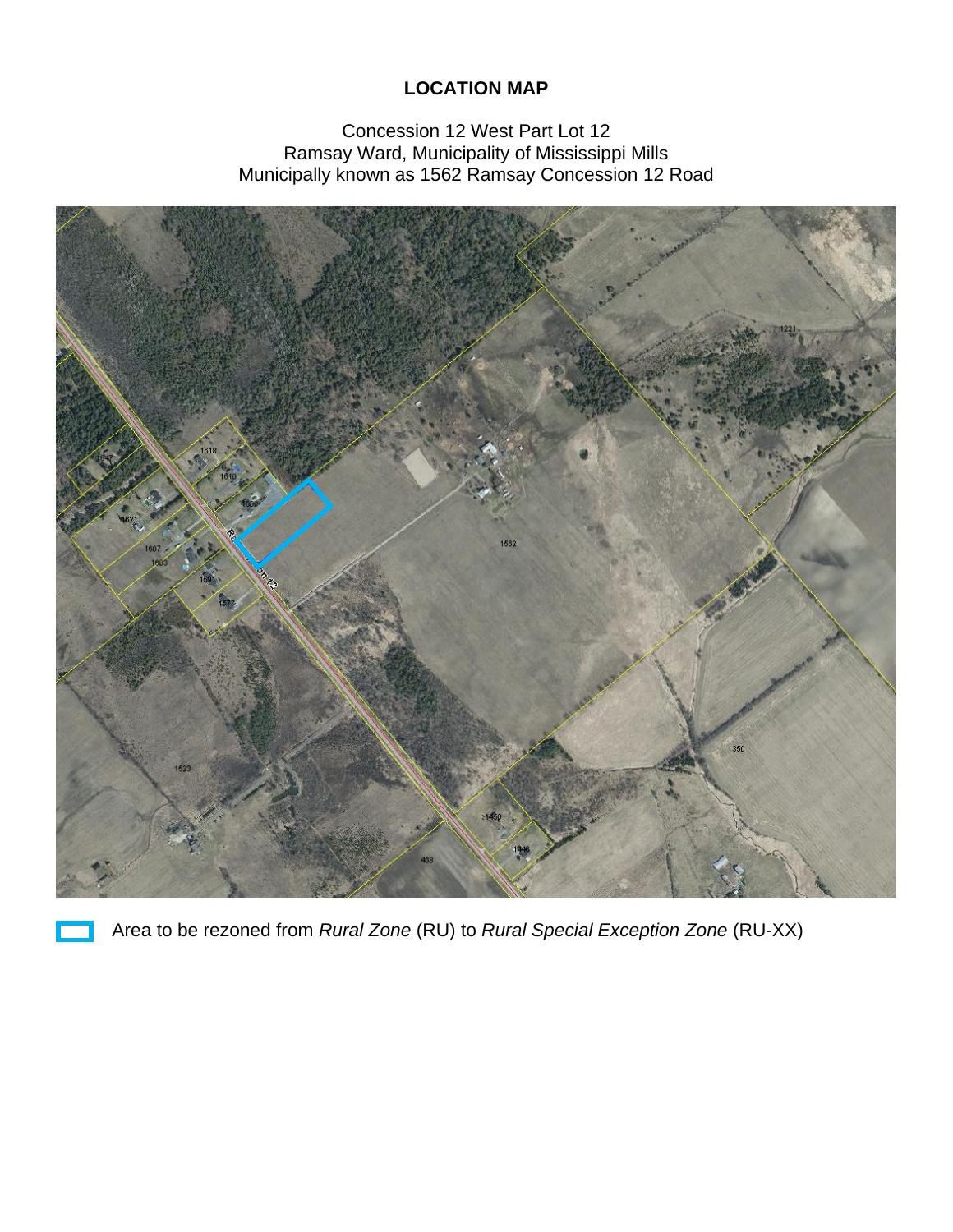# LOCATION MAP

Concession 12 West Part Lot 12
Ramsay Ward, Municipality of Mississippi Mills
Municipally known as 1562 Ramsay Concession 12 Road

Area to be rezoned from *Rural Zone* (RU) to *Rural Special Exception Zone* (RU-XX)